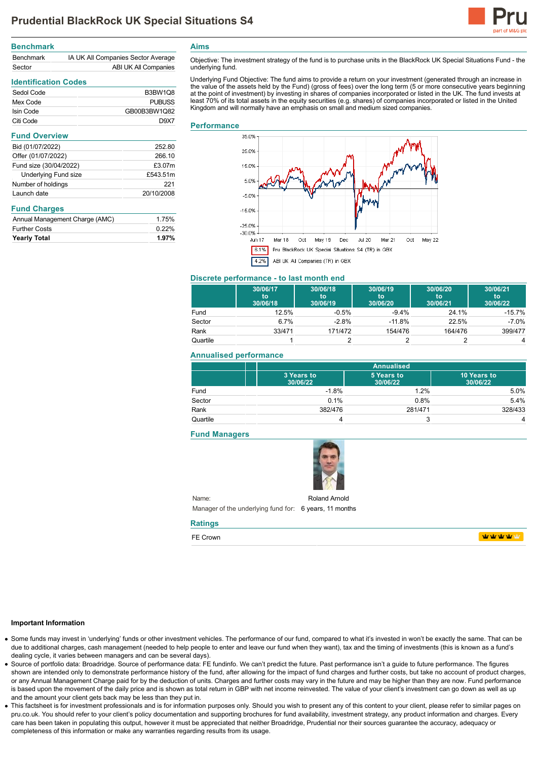# Prudential BlackRock UK Special Situations S4

## Benchmark

| | |
|---|---|
| Benchmark | IA UK All Companies Sector Average |
| Sector | ABI UK All Companies |

## Identification Codes

| | |
|---|---|
| Sedol Code | B3BW1Q8 |
| Mex Code | PUBUSS |
| Isin Code | GB00B3BW1Q82 |
| Citi Code | D9X7 |

## Fund Overview

| | |
|---|---|
| Bid (01/07/2022) | 252.80 |
| Offer (01/07/2022) | 266.10 |
| Fund size (30/04/2022) | £3.07m |
| Underlying Fund size | £543.51m |
| Number of holdings | 221 |
| Launch date | 20/10/2008 |

## Fund Charges

| | |
|---|---|
| Annual Management Charge (AMC) | 1.75% |
| Further Costs | 0.22% |
| **Yearly Total** | **1.97%** |

## Aims

Objective: The investment strategy of the fund is to purchase units in the BlackRock UK Special Situations Fund - the underlying fund.

Underlying Fund Objective: The fund aims to provide a return on your investment (generated through an increase in the value of the assets held by the Fund) (gross of fees) over the long term (5 or more consecutive years beginning at the point of investment) by investing in shares of companies incorporated or listed in the UK. The fund invests at least 70% of its total assets in the equity securities (e.g. shares) of companies incorporated or listed in the United Kingdom and will normally have an emphasis on small and medium sized companies.

## Performance

6.1% Pru BlackRock UK Special Situations S4 (TR) in GBX

4.2% ABI UK All Companies (TR) in GBX

## Discrete performance - to last month end

| | 30/06/17 to 30/06/18 | 30/06/18 to 30/06/19 | 30/06/19 to 30/06/20 | 30/06/20 to 30/06/21 | 30/06/21 to 30/06/22 |
|---|---|---|---|---|---|
| Fund | 12.5% | -0.5% | -9.4% | 24.1% | -15.7% |
| Sector | 6.7% | -2.8% | -11.8% | 22.5% | -7.0% |
| Rank | 33/471 | 171/472 | 154/476 | 164/476 | 399/477 |
| Quartile | 1 | 2 | 2 | 2 | 4 |

## Annualised performance

| | Annualised | | |
|---|---|---|---|
| | 3 Years to 30/06/22 | 5 Years to 30/06/22 | 10 Years to 30/06/22 |
| Fund | -1.8% | 1.2% | 5.0% |
| Sector | 0.1% | 0.8% | 5.4% |
| Rank | 382/476 | 281/471 | 328/433 |
| Quartile | 4 | 3 | 4 |

## Fund Managers

Name: Roland Arnold

Manager of the underlying fund for: 6 years, 11 months

## Ratings

FE Crown

### Important Information

- Some funds may invest in 'underlying' funds or other investment vehicles. The performance of our fund, compared to what it's invested in won't be exactly the same. That can be due to additional charges, cash management (needed to help people to enter and leave our fund when they want), tax and the timing of investments (this is known as a fund's dealing cycle, it varies between managers and can be several days).
- Source of portfolio data: Broadridge. Source of performance data: FE fundinfo. We can't predict the future. Past performance isn't a guide to future performance. The figures shown are intended only to demonstrate performance history of the fund, after allowing for the impact of fund charges and further costs, but take no account of any product charges, or any Annual Management Charge paid for by the deduction of units. Charges and further costs may vary in the future and may be higher than they are now. Fund performance is based upon the movement of the daily price and is shown as total return in GBP with net income reinvested. The value of your client's investment can go down as well as up and the amount your client gets back may be less than they put in.
- This factsheet is for investment professionals and is for information purposes only. Should you wish to present any of this content to your client, please refer to similar pages on pru.co.uk. You should refer to your client's policy documentation and supporting brochures for fund availability, investment strategy, any product information and charges. Every care has been taken in populating this output, however it must be appreciated that neither Broadridge, Prudential nor their sources guarantee the accuracy, adequacy or completeness of this information or make any warranties regarding results from its usage.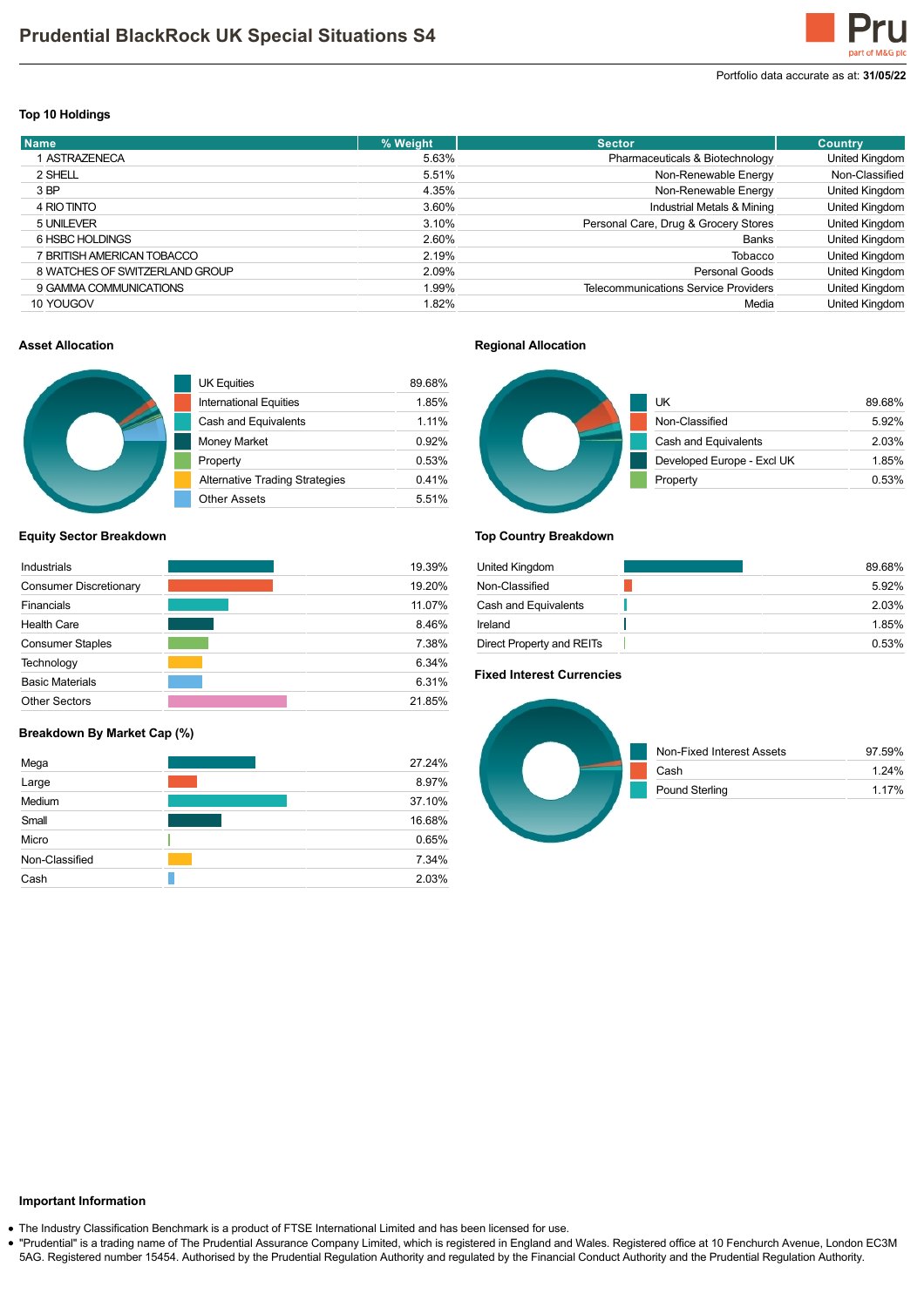# Prudential BlackRock UK Special Situations S4

Portfolio data accurate as at: **31/05/22**

## Top 10 Holdings

| Name | % Weight | Sector | Country |
|---|---|---|---|
| 1 ASTRAZENECA | 5.63% | Pharmaceuticals & Biotechnology | United Kingdom |
| 2 SHELL | 5.51% | Non-Renewable Energy | Non-Classified |
| 3 BP | 4.35% | Non-Renewable Energy | United Kingdom |
| 4 RIO TINTO | 3.60% | Industrial Metals & Mining | United Kingdom |
| 5 UNILEVER | 3.10% | Personal Care, Drug & Grocery Stores | United Kingdom |
| 6 HSBC HOLDINGS | 2.60% | Banks | United Kingdom |
| 7 BRITISH AMERICAN TOBACCO | 2.19% | Tobacco | United Kingdom |
| 8 WATCHES OF SWITZERLAND GROUP | 2.09% | Personal Goods | United Kingdom |
| 9 GAMMA COMMUNICATIONS | 1.99% | Telecommunications Service Providers | United Kingdom |
| 10 YOUGOV | 1.82% | Media | United Kingdom |

## Asset Allocation

UK Equities 89.68%
International Equities 1.85%
Cash and Equivalents 1.11%
Money Market 0.92%
Property 0.53%
Alternative Trading Strategies 0.41%
Other Assets 5.51%

## Regional Allocation

UK 89.68%
Non-Classified 5.92%
Cash and Equivalents 2.03%
Developed Europe - Excl UK 1.85%
Property 0.53%

## Equity Sector Breakdown

Industrials 19.39%
Consumer Discretionary 19.20%
Financials 11.07%
Health Care 8.46%
Consumer Staples 7.38%
Technology 6.34%
Basic Materials 6.31%
Other Sectors 21.85%

## Top Country Breakdown

United Kingdom 89.68%
Non-Classified 5.92%
Cash and Equivalents 2.03%
Ireland 1.85%
Direct Property and REITs 0.53%

## Fixed Interest Currencies

Non-Fixed Interest Assets 97.59%
Cash 1.24%
Pound Sterling 1.17%

## Breakdown By Market Cap (%)

Mega 27.24%
Large 8.97%
Medium 37.10%
Small 16.68%
Micro 0.65%
Non-Classified 7.34%
Cash 2.03%

## Important Information

- The Industry Classification Benchmark is a product of FTSE International Limited and has been licensed for use.
- "Prudential" is a trading name of The Prudential Assurance Company Limited, which is registered in England and Wales. Registered office at 10 Fenchurch Avenue, London EC3M 5AG. Registered number 15454. Authorised by the Prudential Regulation Authority and regulated by the Financial Conduct Authority and the Prudential Regulation Authority.